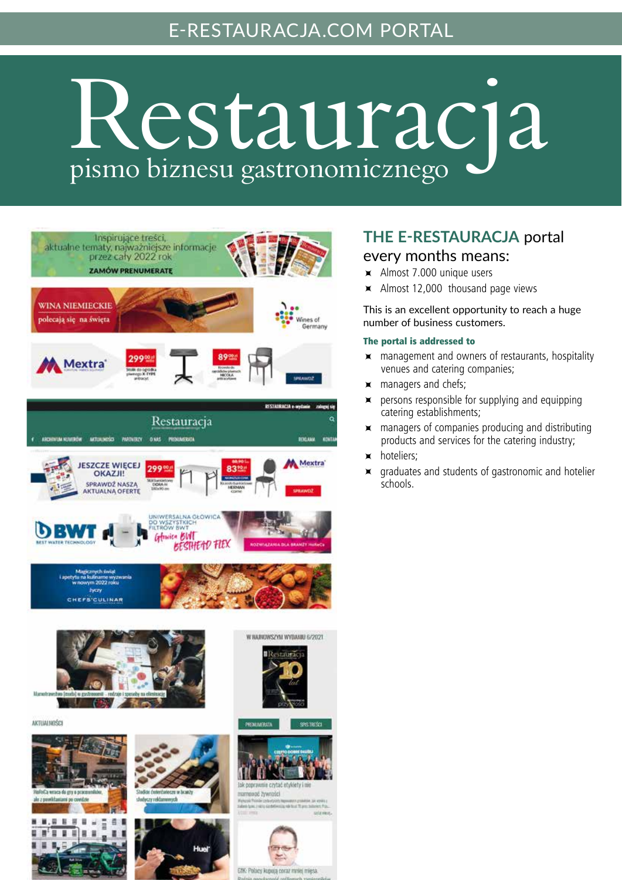E-RESTAURACJA.COM PORTAL

# Restauracja

pismo biznesu gastronomicznego

## THE E-RESTAURACJA portal every months means:

- Almost 7.000 unique users
- Almost 12,000  thousand page views

This is an excellent opportunity to reach a huge number of business customers.

**The portal is addressed to**

- management and owners of restaurants, hospitality venues and catering companies;
- managers and chefs;
- persons responsible for supplying and equipping catering establishments;
- managers of companies producing and distributing products and services for the catering industry;
- hoteliers;
- graduates and students of gastronomic and hotelier schools.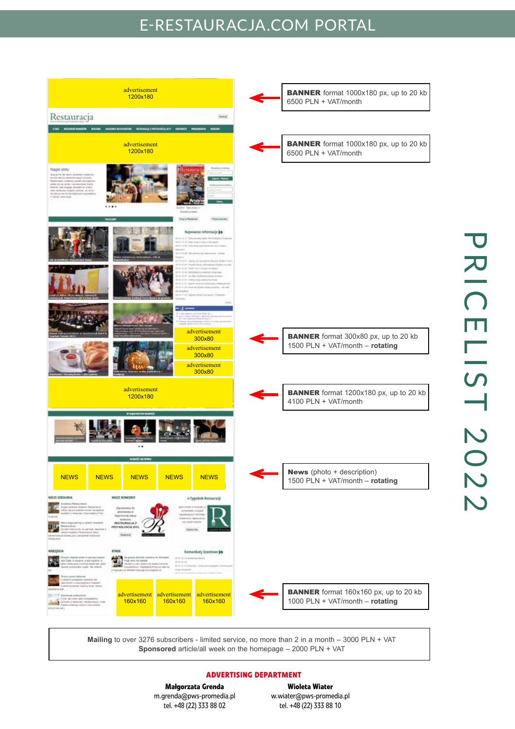# E-RESTAURACJA.COM PORTAL

advertisement
1200x180

**BANNER** format 1000x180 px, up to 20 kb
6500 PLN + VAT/month

advertisement
1200x180

**BANNER** format 1000x180 px, up to 20 kb
6500 PLN + VAT/month

advertisement
300x80

advertisement
300x80

advertisement
300x80

**BANNER** format 300x80 px, up to 20 kb
1500 PLN + VAT/month – **rotating**

advertisement
1200x180

**BANNER** format 1200x180 px, up to 20 kb
4100 PLN + VAT/month

NEWS | NEWS | NEWS | NEWS | NEWS

**News** (photo + description)
1500 PLN + VAT/month – **rotating**

advertisement
160x160

advertisement
160x160

advertisement
160x160

**BANNER** format 160x160 px, up to 20 kb
1000 PLN + VAT/month – **rotating**

PRICELIST 2022

**Mailing** to over 3276 subscribers - limited service, no more than 2 in a month – 3000 PLN + VAT
**Sponsored** article/all week on the homepage – 2000 PLN + VAT

**ADVERTISING DEPARTMENT**

**Małgorzata Grenda**
m.grenda@pws-promedia.pl
tel. +48 (22) 333 88 02

**Wioleta Wiater**
w.wiater@pws-promedia.pl
tel. +48 (22) 333 88 10